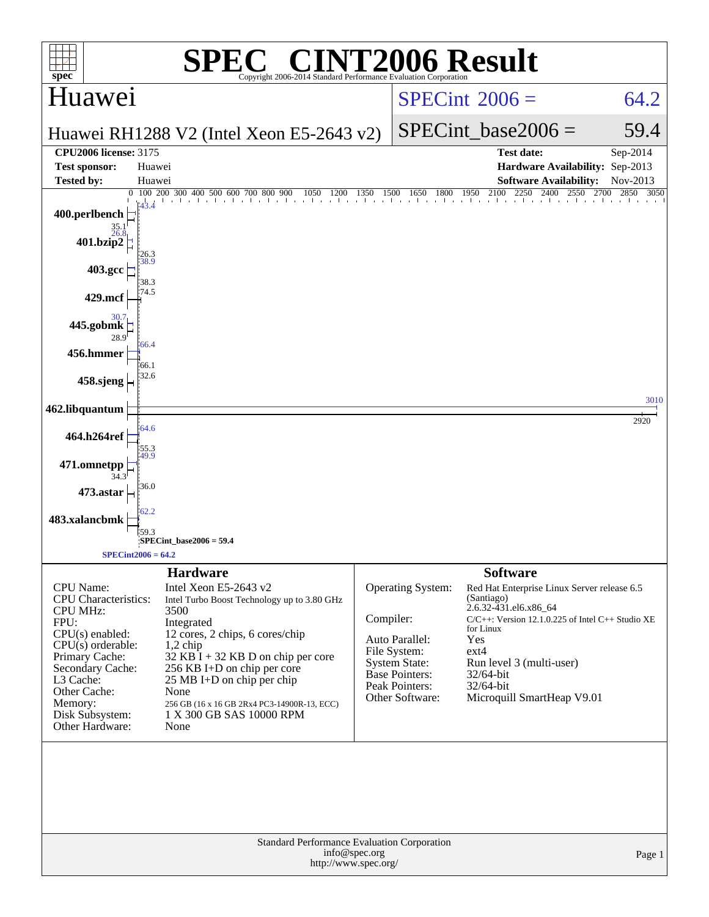# SPEC® CINT2006 Result

Copyright 2006-2014 Standard Performance Evaluation Corporation

## Huawei

Huawei RH1288 V2 (Intel Xeon E5-2643 v2)

SPECint 2006 = 64.2

SPECint_base2006 = 59.4

| | | | |
|---|---|---|---|
| **CPU2006 license:** 3175 | | **Test date:** | Sep-2014 |
| **Test sponsor:** | Huawei | **Hardware Availability:** | Sep-2013 |
| **Tested by:** | Huawei | **Software Availability:** | Nov-2013 |

| Benchmark | Peak | Base |
|---|---|---|
| 400.perlbench | 43.4 | 35.1 |
| 401.bzip2 | 26.8 | 26.3 |
| 403.gcc | 38.9 | 38.3 |
| 429.mcf | 74.5 | |
| 445.gobmk | 30.7 | 28.9 |
| 456.hmmer | 66.4 | 66.1 |
| 458.sjeng | 32.6 | |
| 462.libquantum | 3010 | 2920 |
| 464.h264ref | 64.6 | 55.3 |
| 471.omnetpp | 49.9 | 34.3 |
| 473.astar | 36.0 | |
| 483.xalancbmk | 62.2 | 59.3 |

SPECint_base2006 = 59.4

SPECint2006 = 64.2

### Hardware

| | |
|---|---|
| CPU Name: | Intel Xeon E5-2643 v2 |
| CPU Characteristics: | Intel Turbo Boost Technology up to 3.80 GHz |
| CPU MHz: | 3500 |
| FPU: | Integrated |
| CPU(s) enabled: | 12 cores, 2 chips, 6 cores/chip |
| CPU(s) orderable: | 1,2 chip |
| Primary Cache: | 32 KB I + 32 KB D on chip per core |
| Secondary Cache: | 256 KB I+D on chip per core |
| L3 Cache: | 25 MB I+D on chip per chip |
| Other Cache: | None |
| Memory: | 256 GB (16 x 16 GB 2Rx4 PC3-14900R-13, ECC) |
| Disk Subsystem: | 1 X 300 GB SAS 10000 RPM |
| Other Hardware: | None |

### Software

| | |
|---|---|
| Operating System: | Red Hat Enterprise Linux Server release 6.5 (Santiago) 2.6.32-431.el6.x86_64 |
| Compiler: | C/C++: Version 12.1.0.225 of Intel C++ Studio XE for Linux |
| Auto Parallel: | Yes |
| File System: | ext4 |
| System State: | Run level 3 (multi-user) |
| Base Pointers: | 32/64-bit |
| Peak Pointers: | 32/64-bit |
| Other Software: | Microquill SmartHeap V9.01 |

Standard Performance Evaluation Corporation
info@spec.org
http://www.spec.org/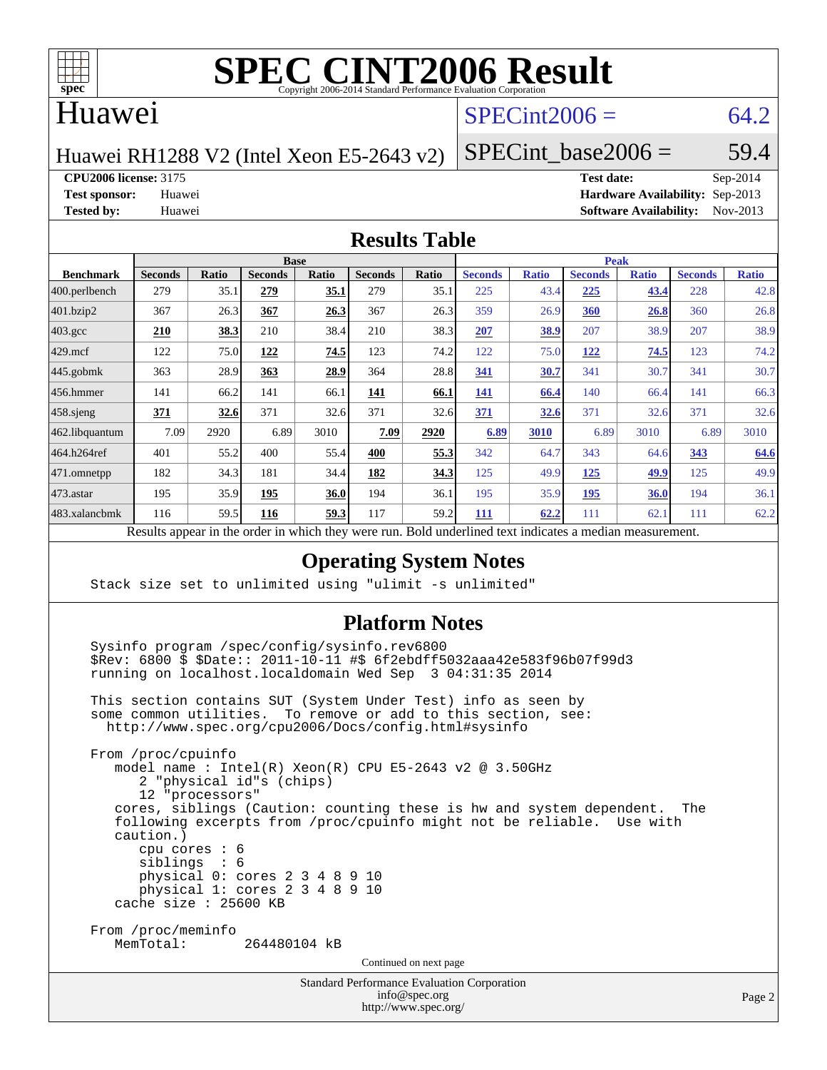# SPEC CINT2006 Result

Copyright 2006-2014 Standard Performance Evaluation Corporation

## Huawei

Huawei RH1288 V2 (Intel Xeon E5-2643 v2)

SPECint2006 = 64.2

SPECint_base2006 = 59.4

**CPU2006 license:** 3175
**Test sponsor:** Huawei
**Tested by:** Huawei

**Test date:** Sep-2014
**Hardware Availability:** Sep-2013
**Software Availability:** Nov-2013

## Results Table

| Benchmark | Base | | | | | | Peak | | | | | |
|---|---|---|---|---|---|---|---|---|---|---|---|---|
| | Seconds | Ratio | Seconds | Ratio | Seconds | Ratio | Seconds | Ratio | Seconds | Ratio | Seconds | Ratio |
| 400.perlbench | 279 | 35.1 | **279** | **35.1** | 279 | 35.1 | 225 | 43.4 | **225** | **43.4** | 228 | 42.8 |
| 401.bzip2 | 367 | 26.3 | **367** | **26.3** | 367 | 26.3 | 359 | 26.9 | **360** | **26.8** | 360 | 26.8 |
| 403.gcc | **210** | **38.3** | 210 | 38.4 | 210 | 38.3 | **207** | **38.9** | 207 | 38.9 | 207 | 38.9 |
| 429.mcf | 122 | 75.0 | **122** | **74.5** | 123 | 74.2 | 122 | 75.0 | **122** | **74.5** | 123 | 74.2 |
| 445.gobmk | 363 | 28.9 | **363** | **28.9** | 364 | 28.8 | **341** | **30.7** | 341 | 30.7 | 341 | 30.7 |
| 456.hmmer | 141 | 66.2 | 141 | 66.1 | **141** | **66.1** | **141** | **66.4** | 140 | 66.4 | 141 | 66.3 |
| 458.sjeng | **371** | **32.6** | 371 | 32.6 | 371 | 32.6 | **371** | **32.6** | 371 | 32.6 | 371 | 32.6 |
| 462.libquantum | 7.09 | 2920 | 6.89 | 3010 | **7.09** | **2920** | **6.89** | **3010** | 6.89 | 3010 | 6.89 | 3010 |
| 464.h264ref | 401 | 55.2 | 400 | 55.4 | **400** | **55.3** | 342 | 64.7 | 343 | 64.6 | **343** | **64.6** |
| 471.omnetpp | 182 | 34.3 | 181 | 34.4 | **182** | **34.3** | 125 | 49.9 | **125** | **49.9** | 125 | 49.9 |
| 473.astar | 195 | 35.9 | **195** | **36.0** | 194 | 36.1 | 195 | 35.9 | **195** | **36.0** | 194 | 36.1 |
| 483.xalancbmk | 116 | 59.5 | **116** | **59.3** | 117 | 59.2 | **111** | **62.2** | 111 | 62.1 | 111 | 62.2 |

Results appear in the order in which they were run. Bold underlined text indicates a median measurement.

## Operating System Notes

```
Stack size set to unlimited using "ulimit -s unlimited"
```

## Platform Notes

```
Sysinfo program /spec/config/sysinfo.rev6800
$Rev: 6800 $ $Date:: 2011-10-11 #$ 6f2ebdff5032aaa42e583f96b07f99d3
running on localhost.localdomain Wed Sep  3 04:31:35 2014

This section contains SUT (System Under Test) info as seen by
some common utilities.  To remove or add to this section, see:
  http://www.spec.org/cpu2006/Docs/config.html#sysinfo

From /proc/cpuinfo
   model name : Intel(R) Xeon(R) CPU E5-2643 v2 @ 3.50GHz
      2 "physical id"s (chips)
      12 "processors"
   cores, siblings (Caution: counting these is hw and system dependent.  The
   following excerpts from /proc/cpuinfo might not be reliable.  Use with
   caution.)
      cpu cores : 6
      siblings  : 6
      physical 0: cores 2 3 4 8 9 10
      physical 1: cores 2 3 4 8 9 10
   cache size : 25600 KB

From /proc/meminfo
   MemTotal:       264480104 kB
```

Continued on next page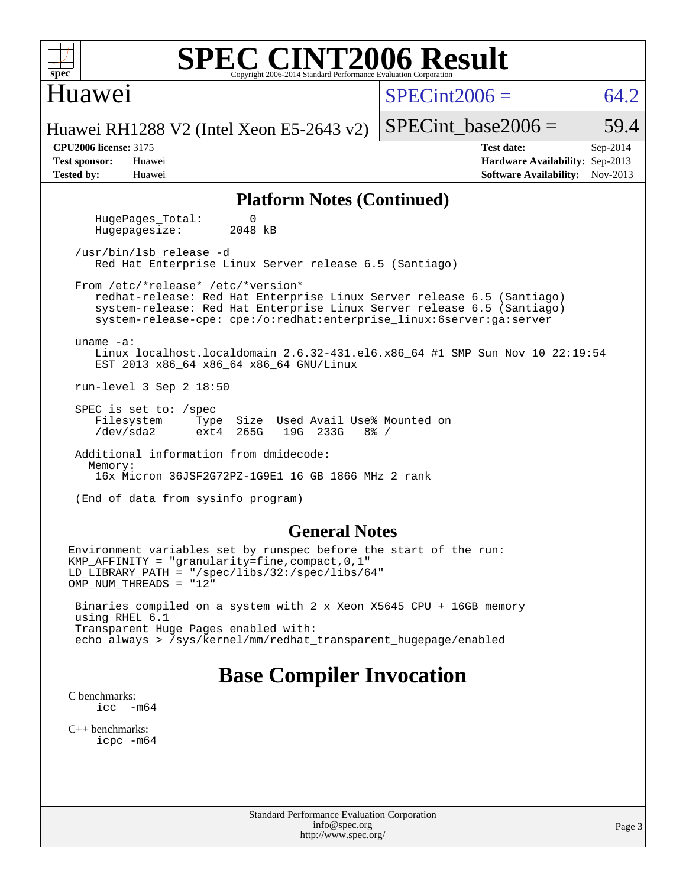## Platform Notes (Continued)

```
   HugePages_Total:       0
   Hugepagesize:       2048 kB

/usr/bin/lsb_release -d
   Red Hat Enterprise Linux Server release 6.5 (Santiago)

From /etc/*release* /etc/*version*
   redhat-release: Red Hat Enterprise Linux Server release 6.5 (Santiago)
   system-release: Red Hat Enterprise Linux Server release 6.5 (Santiago)
   system-release-cpe: cpe:/o:redhat:enterprise_linux:6server:ga:server

uname -a:
   Linux localhost.localdomain 2.6.32-431.el6.x86_64 #1 SMP Sun Nov 10 22:19:54
   EST 2013 x86_64 x86_64 x86_64 GNU/Linux

run-level 3 Sep 2 18:50

SPEC is set to: /spec
   Filesystem     Type  Size  Used Avail Use% Mounted on
   /dev/sda2      ext4  265G   19G  233G   8% /

Additional information from dmidecode:
  Memory:
   16x Micron 36JSF2G72PZ-1G9E1 16 GB 1866 MHz 2 rank

(End of data from sysinfo program)
```

## General Notes

```
Environment variables set by runspec before the start of the run:
KMP_AFFINITY = "granularity=fine,compact,0,1"
LD_LIBRARY_PATH = "/spec/libs/32:/spec/libs/64"
OMP_NUM_THREADS = "12"

 Binaries compiled on a system with 2 x Xeon X5645 CPU + 16GB memory
 using RHEL 6.1
 Transparent Huge Pages enabled with:
 echo always > /sys/kernel/mm/redhat_transparent_hugepage/enabled
```

# Base Compiler Invocation

C benchmarks:
    icc -m64

C++ benchmarks:
    icpc -m64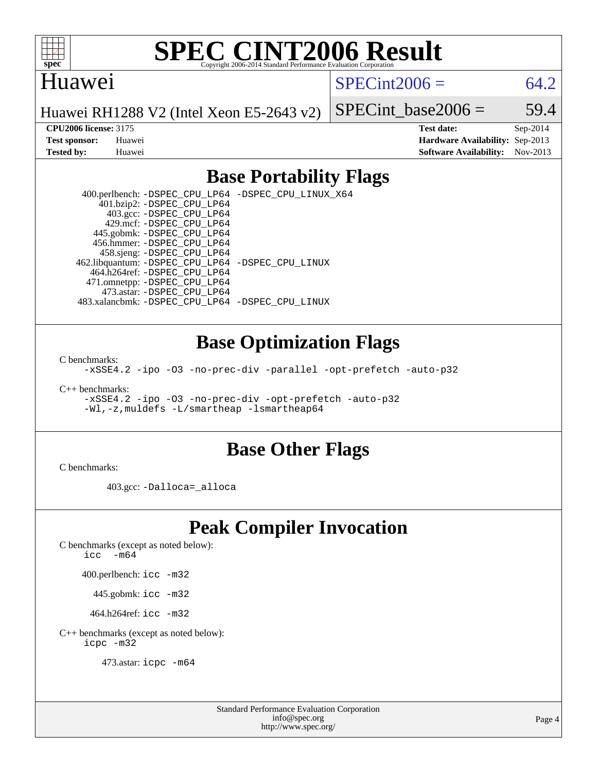# SPEC CINT2006 Result

Copyright 2006-2014 Standard Performance Evaluation Corporation

Huawei

Huawei RH1288 V2 (Intel Xeon E5-2643 v2)

SPECint2006 = 64.2

SPECint_base2006 = 59.4

**CPU2006 license:** 3175
**Test sponsor:** Huawei
**Tested by:** Huawei

**Test date:** Sep-2014
**Hardware Availability:** Sep-2013
**Software Availability:** Nov-2013

## Base Portability Flags

400.perlbench: `-DSPEC_CPU_LP64 -DSPEC_CPU_LINUX_X64`
401.bzip2: `-DSPEC_CPU_LP64`
403.gcc: `-DSPEC_CPU_LP64`
429.mcf: `-DSPEC_CPU_LP64`
445.gobmk: `-DSPEC_CPU_LP64`
456.hmmer: `-DSPEC_CPU_LP64`
458.sjeng: `-DSPEC_CPU_LP64`
462.libquantum: `-DSPEC_CPU_LP64 -DSPEC_CPU_LINUX`
464.h264ref: `-DSPEC_CPU_LP64`
471.omnetpp: `-DSPEC_CPU_LP64`
473.astar: `-DSPEC_CPU_LP64`
483.xalancbmk: `-DSPEC_CPU_LP64 -DSPEC_CPU_LINUX`

## Base Optimization Flags

C benchmarks:
`-xSSE4.2 -ipo -O3 -no-prec-div -parallel -opt-prefetch -auto-p32`

C++ benchmarks:
`-xSSE4.2 -ipo -O3 -no-prec-div -opt-prefetch -auto-p32`
`-Wl,-z,muldefs -L/smartheap -lsmartheap64`

## Base Other Flags

C benchmarks:

403.gcc: `-Dalloca=_alloca`

## Peak Compiler Invocation

C benchmarks (except as noted below):
`icc -m64`

400.perlbench: `icc -m32`

445.gobmk: `icc -m32`

464.h264ref: `icc -m32`

C++ benchmarks (except as noted below):
`icpc -m32`

473.astar: `icpc -m64`

Standard Performance Evaluation Corporation
info@spec.org
http://www.spec.org/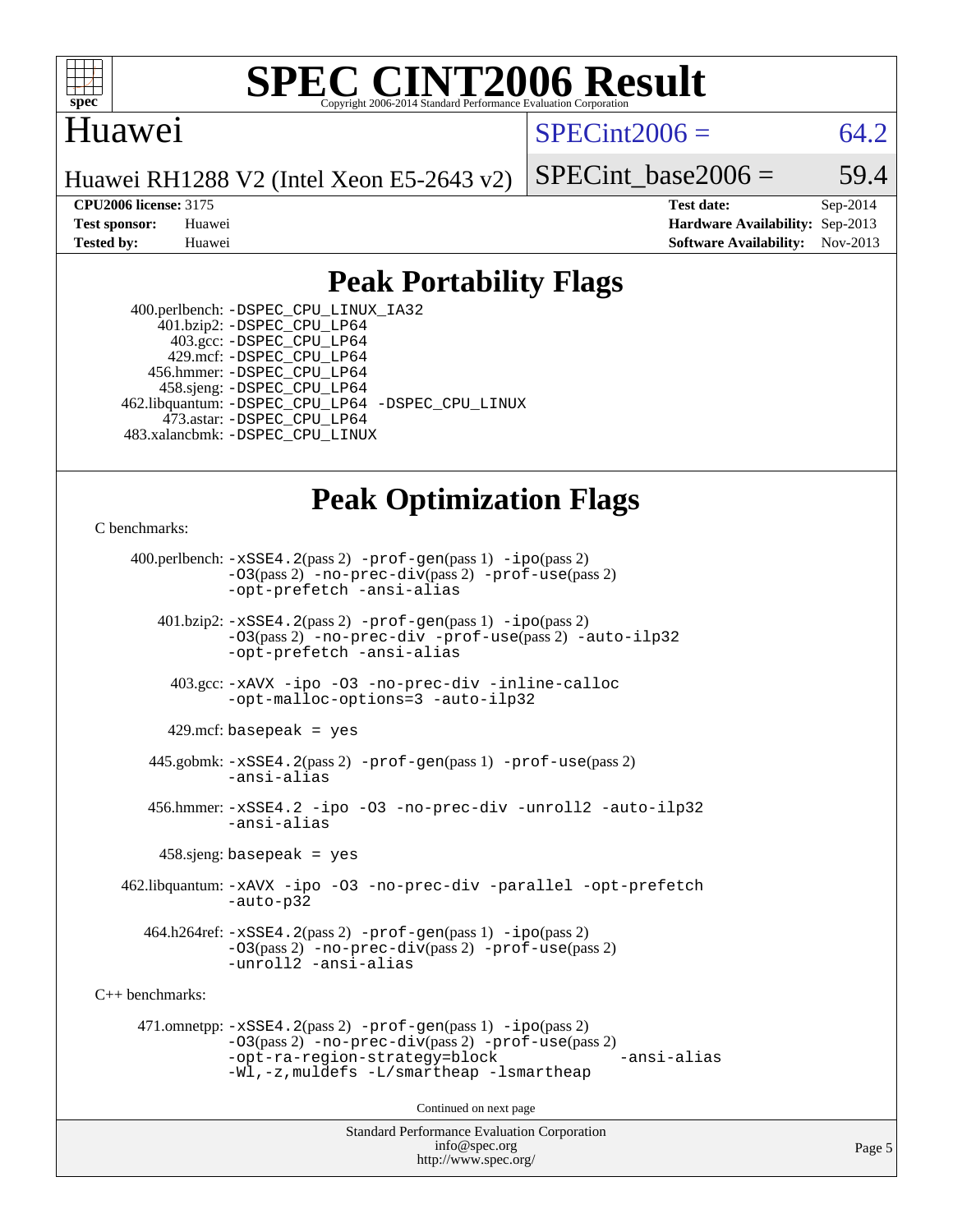# SPEC CINT2006 Result

Copyright 2006-2014 Standard Performance Evaluation Corporation

## Huawei

Huawei RH1288 V2 (Intel Xeon E5-2643 v2)

SPECint2006 = 64.2

SPECint_base2006 = 59.4

| | | | |
|---|---|---|---|
| **CPU2006 license:** 3175 | | **Test date:** | Sep-2014 |
| **Test sponsor:** | Huawei | **Hardware Availability:** | Sep-2013 |
| **Tested by:** | Huawei | **Software Availability:** | Nov-2013 |

## Peak Portability Flags

400.perlbench: -DSPEC_CPU_LINUX_IA32
401.bzip2: -DSPEC_CPU_LP64
403.gcc: -DSPEC_CPU_LP64
429.mcf: -DSPEC_CPU_LP64
456.hmmer: -DSPEC_CPU_LP64
458.sjeng: -DSPEC_CPU_LP64
462.libquantum: -DSPEC_CPU_LP64 -DSPEC_CPU_LINUX
473.astar: -DSPEC_CPU_LP64
483.xalancbmk: -DSPEC_CPU_LINUX

## Peak Optimization Flags

C benchmarks:

400.perlbench: -xSSE4.2(pass 2) -prof-gen(pass 1) -ipo(pass 2) -O3(pass 2) -no-prec-div(pass 2) -prof-use(pass 2) -opt-prefetch -ansi-alias

401.bzip2: -xSSE4.2(pass 2) -prof-gen(pass 1) -ipo(pass 2) -O3(pass 2) -no-prec-div -prof-use(pass 2) -auto-ilp32 -opt-prefetch -ansi-alias

403.gcc: -xAVX -ipo -O3 -no-prec-div -inline-calloc -opt-malloc-options=3 -auto-ilp32

429.mcf: basepeak = yes

445.gobmk: -xSSE4.2(pass 2) -prof-gen(pass 1) -prof-use(pass 2) -ansi-alias

456.hmmer: -xSSE4.2 -ipo -O3 -no-prec-div -unroll2 -auto-ilp32 -ansi-alias

458.sjeng: basepeak = yes

462.libquantum: -xAVX -ipo -O3 -no-prec-div -parallel -opt-prefetch -auto-p32

464.h264ref: -xSSE4.2(pass 2) -prof-gen(pass 1) -ipo(pass 2) -O3(pass 2) -no-prec-div(pass 2) -prof-use(pass 2) -unroll2 -ansi-alias

C++ benchmarks:

471.omnetpp: -xSSE4.2(pass 2) -prof-gen(pass 1) -ipo(pass 2) -O3(pass 2) -no-prec-div(pass 2) -prof-use(pass 2) -opt-ra-region-strategy=block -ansi-alias -Wl,-z,muldefs -L/smartheap -lsmartheap

Continued on next page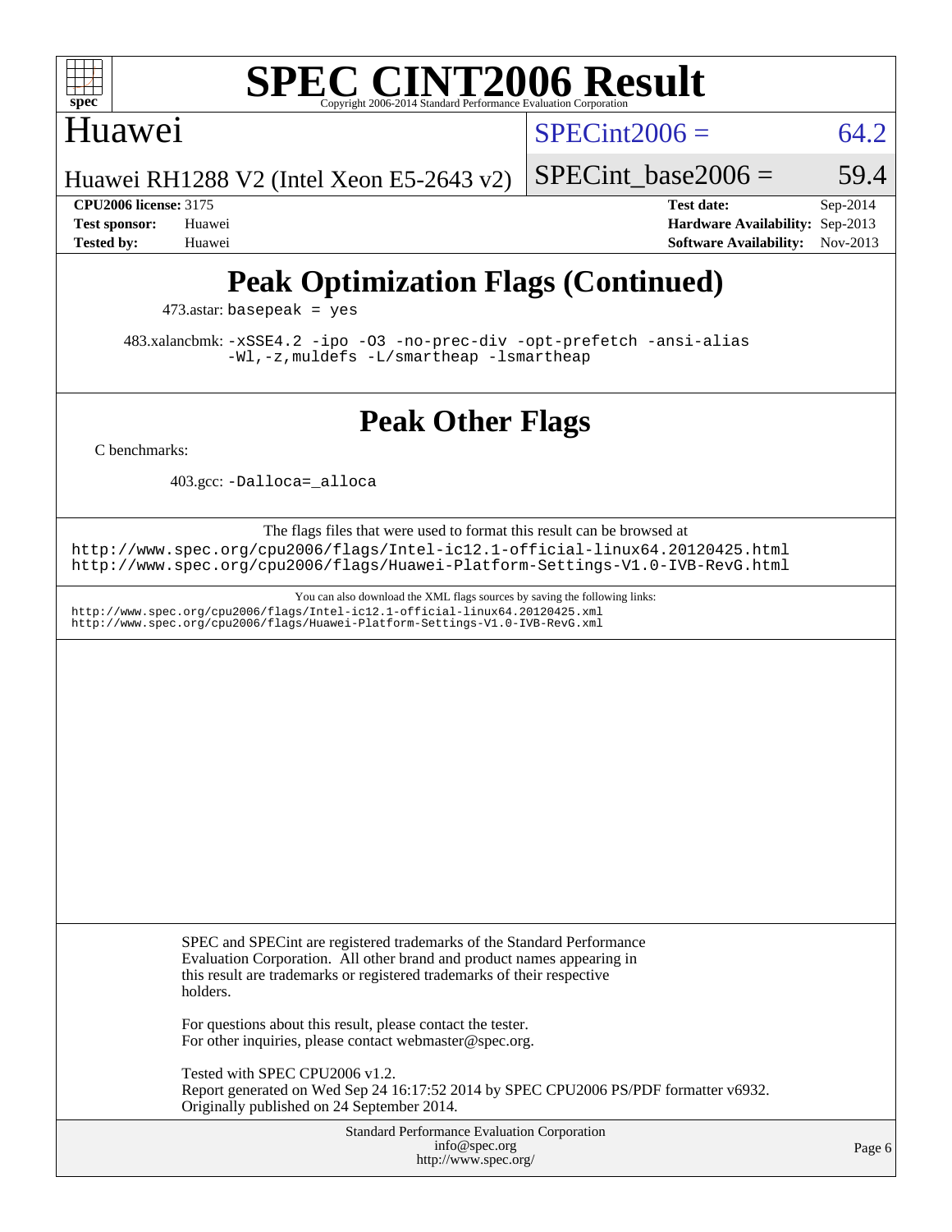## Peak Optimization Flags (Continued)

473.astar: basepeak = yes

483.xalancbmk: -xSSE4.2 -ipo -O3 -no-prec-div -opt-prefetch -ansi-alias -Wl,-z,muldefs -L/smartheap -lsmartheap

## Peak Other Flags

C benchmarks:

403.gcc: -Dalloca=_alloca

The flags files that were used to format this result can be browsed at
http://www.spec.org/cpu2006/flags/Intel-ic12.1-official-linux64.20120425.html
http://www.spec.org/cpu2006/flags/Huawei-Platform-Settings-V1.0-IVB-RevG.html

You can also download the XML flags sources by saving the following links:
http://www.spec.org/cpu2006/flags/Intel-ic12.1-official-linux64.20120425.xml
http://www.spec.org/cpu2006/flags/Huawei-Platform-Settings-V1.0-IVB-RevG.xml

SPEC and SPECint are registered trademarks of the Standard Performance Evaluation Corporation. All other brand and product names appearing in this result are trademarks or registered trademarks of their respective holders.

For questions about this result, please contact the tester.
For other inquiries, please contact webmaster@spec.org.

Tested with SPEC CPU2006 v1.2.
Report generated on Wed Sep 24 16:17:52 2014 by SPEC CPU2006 PS/PDF formatter v6932.
Originally published on 24 September 2014.